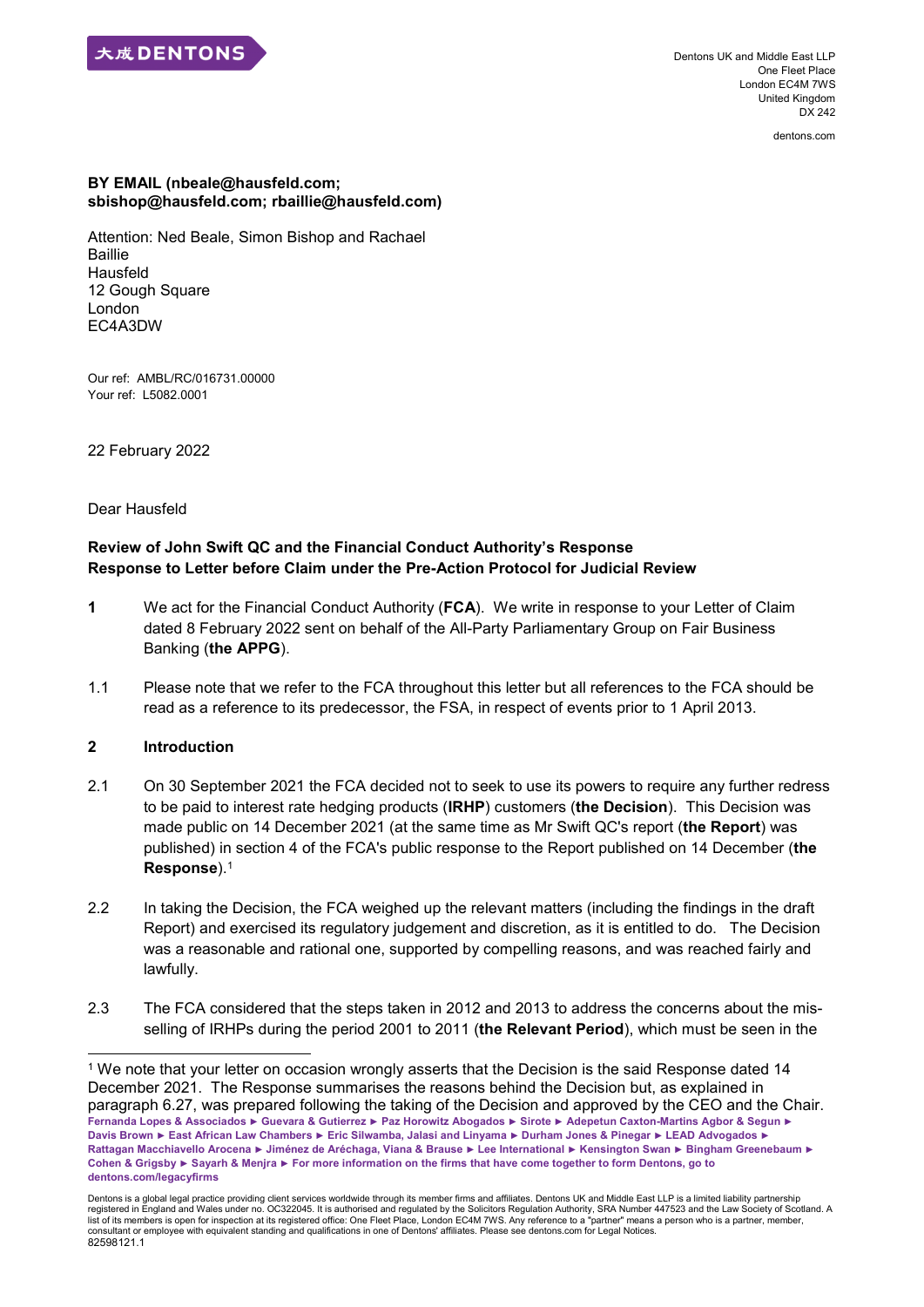大成 DENTONS

Dentons UK and Middle East LLP
One Fleet Place
London EC4M 7WS
United Kingdom
DX 242

dentons.com

**BY EMAIL (nbeale@hausfeld.com; sbishop@hausfeld.com; rbaillie@hausfeld.com)**

Attention: Ned Beale, Simon Bishop and Rachael Baillie
Hausfeld
12 Gough Square
London
EC4A3DW

Our ref: AMBL/RC/016731.00000
Your ref: L5082.0001

22 February 2022

Dear Hausfeld

**Review of John Swift QC and the Financial Conduct Authority's Response**
**Response to Letter before Claim under the Pre-Action Protocol for Judicial Review**

**1** We act for the Financial Conduct Authority (**FCA**). We write in response to your Letter of Claim dated 8 February 2022 sent on behalf of the All-Party Parliamentary Group on Fair Business Banking (**the APPG**).

1.1 Please note that we refer to the FCA throughout this letter but all references to the FCA should be read as a reference to its predecessor, the FSA, in respect of events prior to 1 April 2013.

## 2 Introduction

2.1 On 30 September 2021 the FCA decided not to seek to use its powers to require any further redress to be paid to interest rate hedging products (**IRHP**) customers (**the Decision**). This Decision was made public on 14 December 2021 (at the same time as Mr Swift QC's report (**the Report**) was published) in section 4 of the FCA's public response to the Report published on 14 December (**the Response**).[1]

2.2 In taking the Decision, the FCA weighed up the relevant matters (including the findings in the draft Report) and exercised its regulatory judgement and discretion, as it is entitled to do. The Decision was a reasonable and rational one, supported by compelling reasons, and was reached fairly and lawfully.

2.3 The FCA considered that the steps taken in 2012 and 2013 to address the concerns about the mis-selling of IRHPs during the period 2001 to 2011 (**the Relevant Period**), which must be seen in the

[1] We note that your letter on occasion wrongly asserts that the Decision is the said Response dated 14 December 2021. The Response summarises the reasons behind the Decision but, as explained in paragraph 6.27, was prepared following the taking of the Decision and approved by the CEO and the Chair.

Fernanda Lopes & Associados ► Guevara & Gutierrez ► Paz Horowitz Abogados ► Sirote ► Adepetun Caxton-Martins Agbor & Segun ► Davis Brown ► East African Law Chambers ► Eric Silwamba, Jalasi and Linyama ► Durham Jones & Pinegar ► LEAD Advogados ► Rattagan Macchiavello Arocena ► Jiménez de Aréchaga, Viana & Brause ► Lee International ► Kensington Swan ► Bingham Greenebaum ► Cohen & Grigsby ► Sayarh & Menjra ► For more information on the firms that have come together to form Dentons, go to dentons.com/legacyfirms

Dentons is a global legal practice providing client services worldwide through its member firms and affiliates. Dentons UK and Middle East LLP is a limited liability partnership registered in England and Wales under no. OC322045. It is authorised and regulated by the Solicitors Regulation Authority, SRA Number 447523 and the Law Society of Scotland. A list of its members is open for inspection at its registered office: One Fleet Place, London EC4M 7WS. Any reference to a "partner" means a person who is a partner, member, consultant or employee with equivalent standing and qualifications in one of Dentons' affiliates. Please see dentons.com for Legal Notices.
82598121.1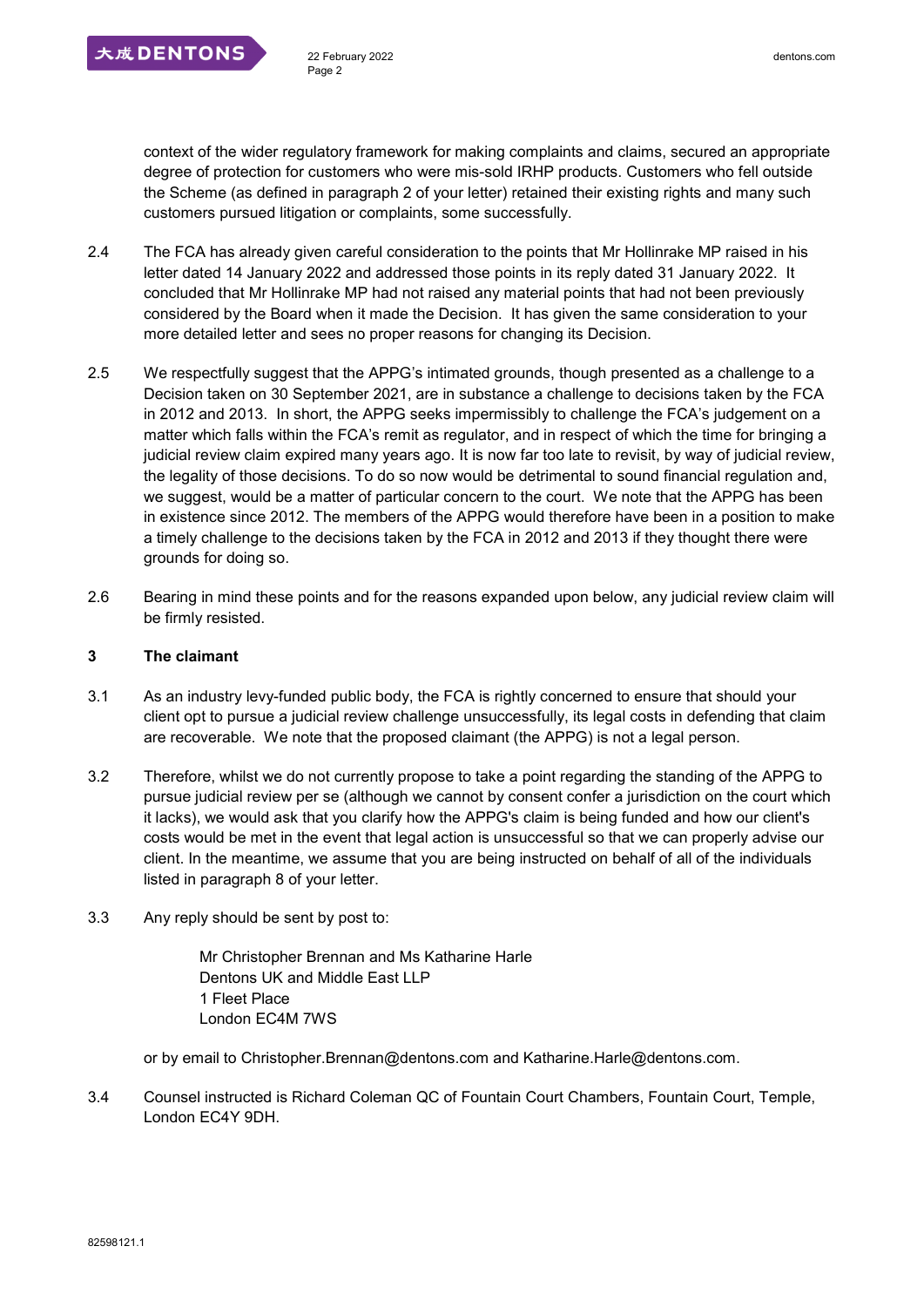context of the wider regulatory framework for making complaints and claims, secured an appropriate degree of protection for customers who were mis-sold IRHP products. Customers who fell outside the Scheme (as defined in paragraph 2 of your letter) retained their existing rights and many such customers pursued litigation or complaints, some successfully.

2.4 The FCA has already given careful consideration to the points that Mr Hollinrake MP raised in his letter dated 14 January 2022 and addressed those points in its reply dated 31 January 2022. It concluded that Mr Hollinrake MP had not raised any material points that had not been previously considered by the Board when it made the Decision. It has given the same consideration to your more detailed letter and sees no proper reasons for changing its Decision.

2.5 We respectfully suggest that the APPG's intimated grounds, though presented as a challenge to a Decision taken on 30 September 2021, are in substance a challenge to decisions taken by the FCA in 2012 and 2013. In short, the APPG seeks impermissibly to challenge the FCA's judgement on a matter which falls within the FCA's remit as regulator, and in respect of which the time for bringing a judicial review claim expired many years ago. It is now far too late to revisit, by way of judicial review, the legality of those decisions. To do so now would be detrimental to sound financial regulation and, we suggest, would be a matter of particular concern to the court. We note that the APPG has been in existence since 2012. The members of the APPG would therefore have been in a position to make a timely challenge to the decisions taken by the FCA in 2012 and 2013 if they thought there were grounds for doing so.

2.6 Bearing in mind these points and for the reasons expanded upon below, any judicial review claim will be firmly resisted.

## 3 The claimant

3.1 As an industry levy-funded public body, the FCA is rightly concerned to ensure that should your client opt to pursue a judicial review challenge unsuccessfully, its legal costs in defending that claim are recoverable. We note that the proposed claimant (the APPG) is not a legal person.

3.2 Therefore, whilst we do not currently propose to take a point regarding the standing of the APPG to pursue judicial review per se (although we cannot by consent confer a jurisdiction on the court which it lacks), we would ask that you clarify how the APPG's claim is being funded and how our client's costs would be met in the event that legal action is unsuccessful so that we can properly advise our client. In the meantime, we assume that you are being instructed on behalf of all of the individuals listed in paragraph 8 of your letter.

3.3 Any reply should be sent by post to:

Mr Christopher Brennan and Ms Katharine Harle
Dentons UK and Middle East LLP
1 Fleet Place
London EC4M 7WS

or by email to Christopher.Brennan@dentons.com and Katharine.Harle@dentons.com.

3.4 Counsel instructed is Richard Coleman QC of Fountain Court Chambers, Fountain Court, Temple, London EC4Y 9DH.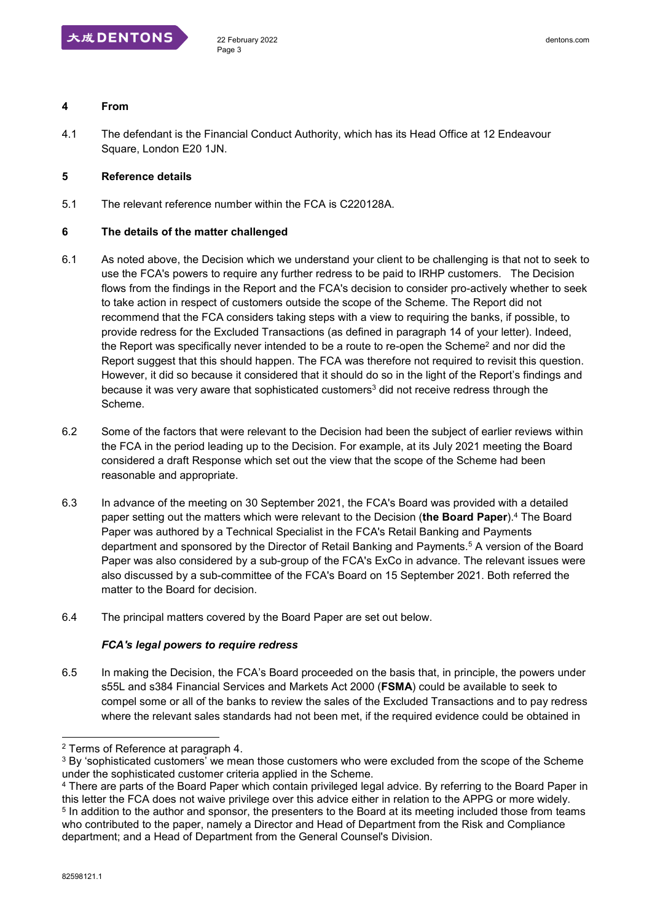## 4 From

4.1 The defendant is the Financial Conduct Authority, which has its Head Office at 12 Endeavour Square, London E20 1JN.

## 5 Reference details

5.1 The relevant reference number within the FCA is C220128A.

## 6 The details of the matter challenged

6.1 As noted above, the Decision which we understand your client to be challenging is that not to seek to use the FCA's powers to require any further redress to be paid to IRHP customers. The Decision flows from the findings in the Report and the FCA's decision to consider pro-actively whether to seek to take action in respect of customers outside the scope of the Scheme. The Report did not recommend that the FCA considers taking steps with a view to requiring the banks, if possible, to provide redress for the Excluded Transactions (as defined in paragraph 14 of your letter). Indeed, the Report was specifically never intended to be a route to re-open the Scheme[2] and nor did the Report suggest that this should happen. The FCA was therefore not required to revisit this question. However, it did so because it considered that it should do so in the light of the Report's findings and because it was very aware that sophisticated customers[3] did not receive redress through the Scheme.

6.2 Some of the factors that were relevant to the Decision had been the subject of earlier reviews within the FCA in the period leading up to the Decision. For example, at its July 2021 meeting the Board considered a draft Response which set out the view that the scope of the Scheme had been reasonable and appropriate.

6.3 In advance of the meeting on 30 September 2021, the FCA's Board was provided with a detailed paper setting out the matters which were relevant to the Decision (**the Board Paper**).[4] The Board Paper was authored by a Technical Specialist in the FCA's Retail Banking and Payments department and sponsored by the Director of Retail Banking and Payments.[5] A version of the Board Paper was also considered by a sub-group of the FCA's ExCo in advance. The relevant issues were also discussed by a sub-committee of the FCA's Board on 15 September 2021. Both referred the matter to the Board for decision.

6.4 The principal matters covered by the Board Paper are set out below.

***FCA's legal powers to require redress***

6.5 In making the Decision, the FCA's Board proceeded on the basis that, in principle, the powers under s55L and s384 Financial Services and Markets Act 2000 (**FSMA**) could be available to seek to compel some or all of the banks to review the sales of the Excluded Transactions and to pay redress where the relevant sales standards had not been met, if the required evidence could be obtained in

---

[2] Terms of Reference at paragraph 4.

[3] By 'sophisticated customers' we mean those customers who were excluded from the scope of the Scheme under the sophisticated customer criteria applied in the Scheme.

[4] There are parts of the Board Paper which contain privileged legal advice. By referring to the Board Paper in this letter the FCA does not waive privilege over this advice either in relation to the APPG or more widely.

[5] In addition to the author and sponsor, the presenters to the Board at its meeting included those from teams who contributed to the paper, namely a Director and Head of Department from the Risk and Compliance department; and a Head of Department from the General Counsel's Division.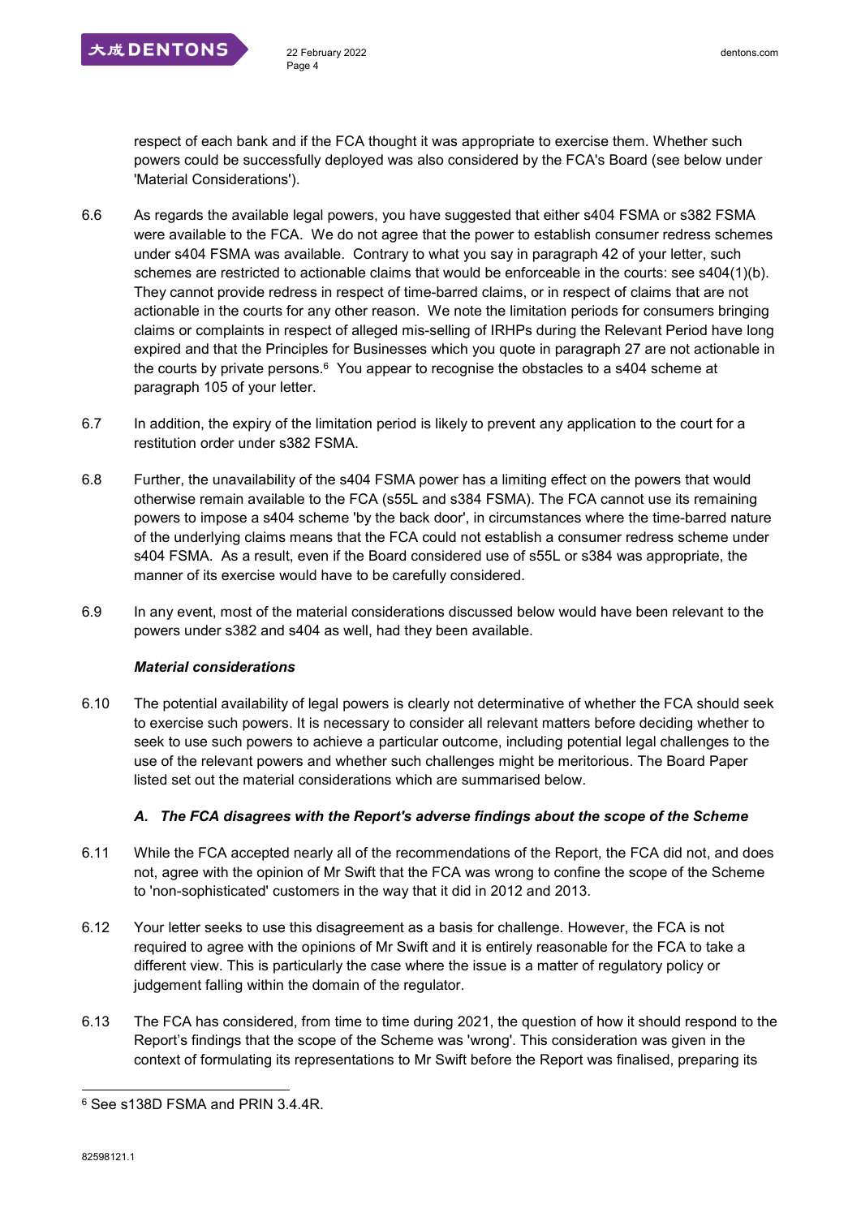respect of each bank and if the FCA thought it was appropriate to exercise them. Whether such powers could be successfully deployed was also considered by the FCA's Board (see below under 'Material Considerations').

6.6 As regards the available legal powers, you have suggested that either s404 FSMA or s382 FSMA were available to the FCA. We do not agree that the power to establish consumer redress schemes under s404 FSMA was available. Contrary to what you say in paragraph 42 of your letter, such schemes are restricted to actionable claims that would be enforceable in the courts: see s404(1)(b). They cannot provide redress in respect of time-barred claims, or in respect of claims that are not actionable in the courts for any other reason. We note the limitation periods for consumers bringing claims or complaints in respect of alleged mis-selling of IRHPs during the Relevant Period have long expired and that the Principles for Businesses which you quote in paragraph 27 are not actionable in the courts by private persons.[6] You appear to recognise the obstacles to a s404 scheme at paragraph 105 of your letter.

6.7 In addition, the expiry of the limitation period is likely to prevent any application to the court for a restitution order under s382 FSMA.

6.8 Further, the unavailability of the s404 FSMA power has a limiting effect on the powers that would otherwise remain available to the FCA (s55L and s384 FSMA). The FCA cannot use its remaining powers to impose a s404 scheme 'by the back door', in circumstances where the time-barred nature of the underlying claims means that the FCA could not establish a consumer redress scheme under s404 FSMA. As a result, even if the Board considered use of s55L or s384 was appropriate, the manner of its exercise would have to be carefully considered.

6.9 In any event, most of the material considerations discussed below would have been relevant to the powers under s382 and s404 as well, had they been available.

***Material considerations***

6.10 The potential availability of legal powers is clearly not determinative of whether the FCA should seek to exercise such powers. It is necessary to consider all relevant matters before deciding whether to seek to use such powers to achieve a particular outcome, including potential legal challenges to the use of the relevant powers and whether such challenges might be meritorious. The Board Paper listed set out the material considerations which are summarised below.

***A. The FCA disagrees with the Report's adverse findings about the scope of the Scheme***

6.11 While the FCA accepted nearly all of the recommendations of the Report, the FCA did not, and does not, agree with the opinion of Mr Swift that the FCA was wrong to confine the scope of the Scheme to 'non-sophisticated' customers in the way that it did in 2012 and 2013.

6.12 Your letter seeks to use this disagreement as a basis for challenge. However, the FCA is not required to agree with the opinions of Mr Swift and it is entirely reasonable for the FCA to take a different view. This is particularly the case where the issue is a matter of regulatory policy or judgement falling within the domain of the regulator.

6.13 The FCA has considered, from time to time during 2021, the question of how it should respond to the Report's findings that the scope of the Scheme was 'wrong'. This consideration was given in the context of formulating its representations to Mr Swift before the Report was finalised, preparing its

[6] See s138D FSMA and PRIN 3.4.4R.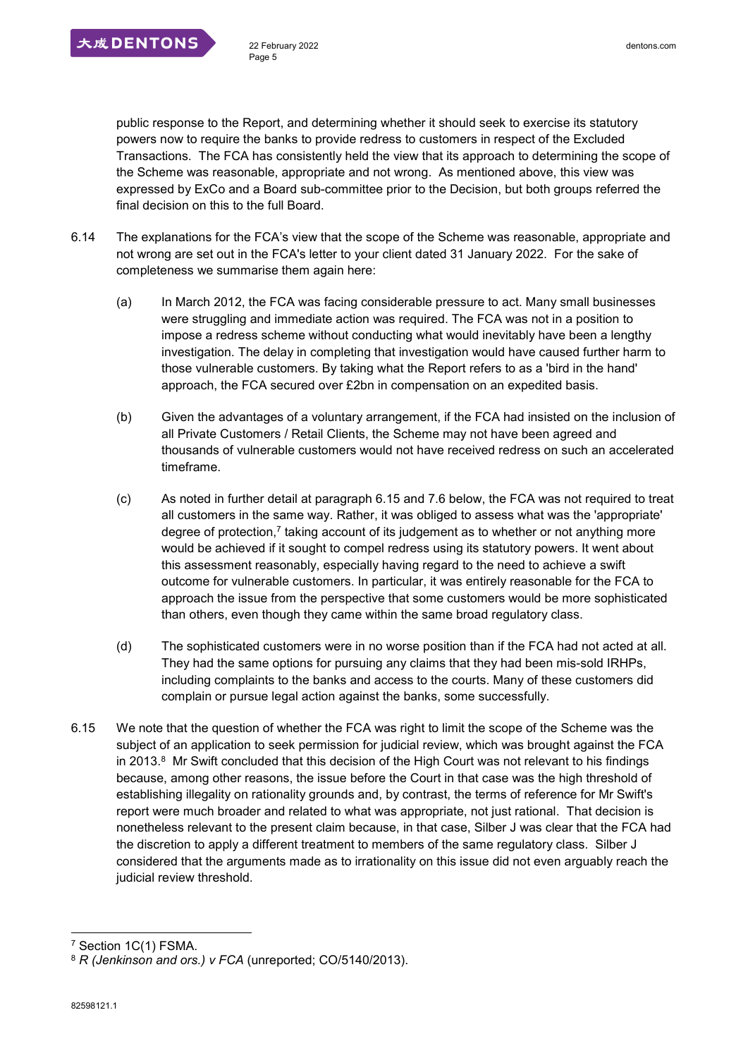public response to the Report, and determining whether it should seek to exercise its statutory powers now to require the banks to provide redress to customers in respect of the Excluded Transactions. The FCA has consistently held the view that its approach to determining the scope of the Scheme was reasonable, appropriate and not wrong. As mentioned above, this view was expressed by ExCo and a Board sub-committee prior to the Decision, but both groups referred the final decision on this to the full Board.

6.14 The explanations for the FCA's view that the scope of the Scheme was reasonable, appropriate and not wrong are set out in the FCA's letter to your client dated 31 January 2022. For the sake of completeness we summarise them again here:

(a) In March 2012, the FCA was facing considerable pressure to act. Many small businesses were struggling and immediate action was required. The FCA was not in a position to impose a redress scheme without conducting what would inevitably have been a lengthy investigation. The delay in completing that investigation would have caused further harm to those vulnerable customers. By taking what the Report refers to as a 'bird in the hand' approach, the FCA secured over £2bn in compensation on an expedited basis.

(b) Given the advantages of a voluntary arrangement, if the FCA had insisted on the inclusion of all Private Customers / Retail Clients, the Scheme may not have been agreed and thousands of vulnerable customers would not have received redress on such an accelerated timeframe.

(c) As noted in further detail at paragraph 6.15 and 7.6 below, the FCA was not required to treat all customers in the same way. Rather, it was obliged to assess what was the 'appropriate' degree of protection,[7] taking account of its judgement as to whether or not anything more would be achieved if it sought to compel redress using its statutory powers. It went about this assessment reasonably, especially having regard to the need to achieve a swift outcome for vulnerable customers. In particular, it was entirely reasonable for the FCA to approach the issue from the perspective that some customers would be more sophisticated than others, even though they came within the same broad regulatory class.

(d) The sophisticated customers were in no worse position than if the FCA had not acted at all. They had the same options for pursuing any claims that they had been mis-sold IRHPs, including complaints to the banks and access to the courts. Many of these customers did complain or pursue legal action against the banks, some successfully.

6.15 We note that the question of whether the FCA was right to limit the scope of the Scheme was the subject of an application to seek permission for judicial review, which was brought against the FCA in 2013.[8] Mr Swift concluded that this decision of the High Court was not relevant to his findings because, among other reasons, the issue before the Court in that case was the high threshold of establishing illegality on rationality grounds and, by contrast, the terms of reference for Mr Swift's report were much broader and related to what was appropriate, not just rational. That decision is nonetheless relevant to the present claim because, in that case, Silber J was clear that the FCA had the discretion to apply a different treatment to members of the same regulatory class. Silber J considered that the arguments made as to irrationality on this issue did not even arguably reach the judicial review threshold.

---

[7] Section 1C(1) FSMA.

[8] *R (Jenkinson and ors.) v FCA* (unreported; CO/5140/2013).

82598121.1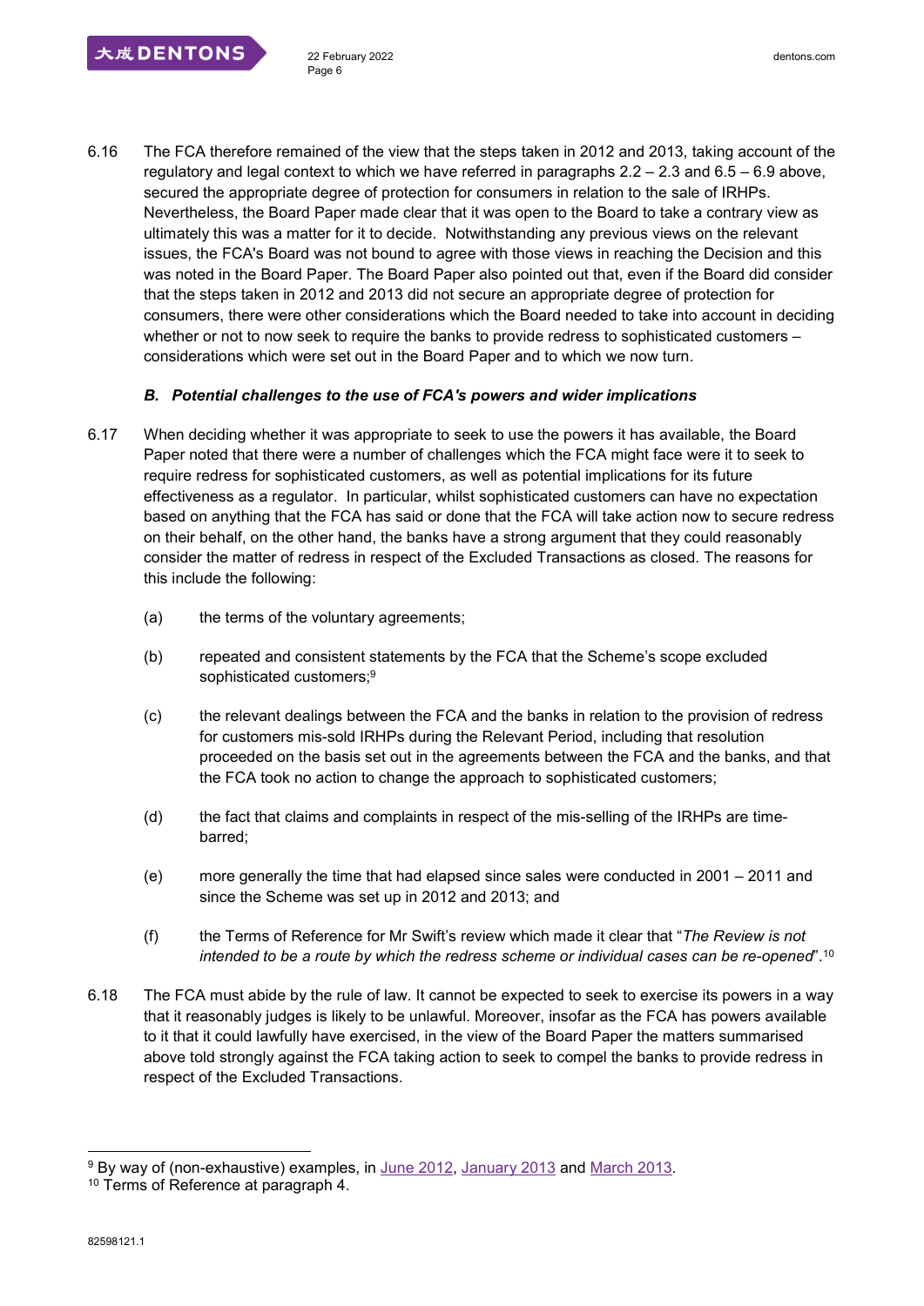6.16 The FCA therefore remained of the view that the steps taken in 2012 and 2013, taking account of the regulatory and legal context to which we have referred in paragraphs 2.2 – 2.3 and 6.5 – 6.9 above, secured the appropriate degree of protection for consumers in relation to the sale of IRHPs. Nevertheless, the Board Paper made clear that it was open to the Board to take a contrary view as ultimately this was a matter for it to decide. Notwithstanding any previous views on the relevant issues, the FCA's Board was not bound to agree with those views in reaching the Decision and this was noted in the Board Paper. The Board Paper also pointed out that, even if the Board did consider that the steps taken in 2012 and 2013 did not secure an appropriate degree of protection for consumers, there were other considerations which the Board needed to take into account in deciding whether or not to now seek to require the banks to provide redress to sophisticated customers – considerations which were set out in the Board Paper and to which we now turn.

***B. Potential challenges to the use of FCA's powers and wider implications***

6.17 When deciding whether it was appropriate to seek to use the powers it has available, the Board Paper noted that there were a number of challenges which the FCA might face were it to seek to require redress for sophisticated customers, as well as potential implications for its future effectiveness as a regulator. In particular, whilst sophisticated customers can have no expectation based on anything that the FCA has said or done that the FCA will take action now to secure redress on their behalf, on the other hand, the banks have a strong argument that they could reasonably consider the matter of redress in respect of the Excluded Transactions as closed. The reasons for this include the following:

(a) the terms of the voluntary agreements;

(b) repeated and consistent statements by the FCA that the Scheme's scope excluded sophisticated customers;[9]

(c) the relevant dealings between the FCA and the banks in relation to the provision of redress for customers mis-sold IRHPs during the Relevant Period, including that resolution proceeded on the basis set out in the agreements between the FCA and the banks, and that the FCA took no action to change the approach to sophisticated customers;

(d) the fact that claims and complaints in respect of the mis-selling of the IRHPs are time-barred;

(e) more generally the time that had elapsed since sales were conducted in 2001 – 2011 and since the Scheme was set up in 2012 and 2013; and

(f) the Terms of Reference for Mr Swift's review which made it clear that "*The Review is not intended to be a route by which the redress scheme or individual cases can be re-opened*".[10]

6.18 The FCA must abide by the rule of law. It cannot be expected to seek to exercise its powers in a way that it reasonably judges is likely to be unlawful. Moreover, insofar as the FCA has powers available to it that it could lawfully have exercised, in the view of the Board Paper the matters summarised above told strongly against the FCA taking action to seek to compel the banks to provide redress in respect of the Excluded Transactions.

---

[9] By way of (non-exhaustive) examples, in June 2012, January 2013 and March 2013.

[10] Terms of Reference at paragraph 4.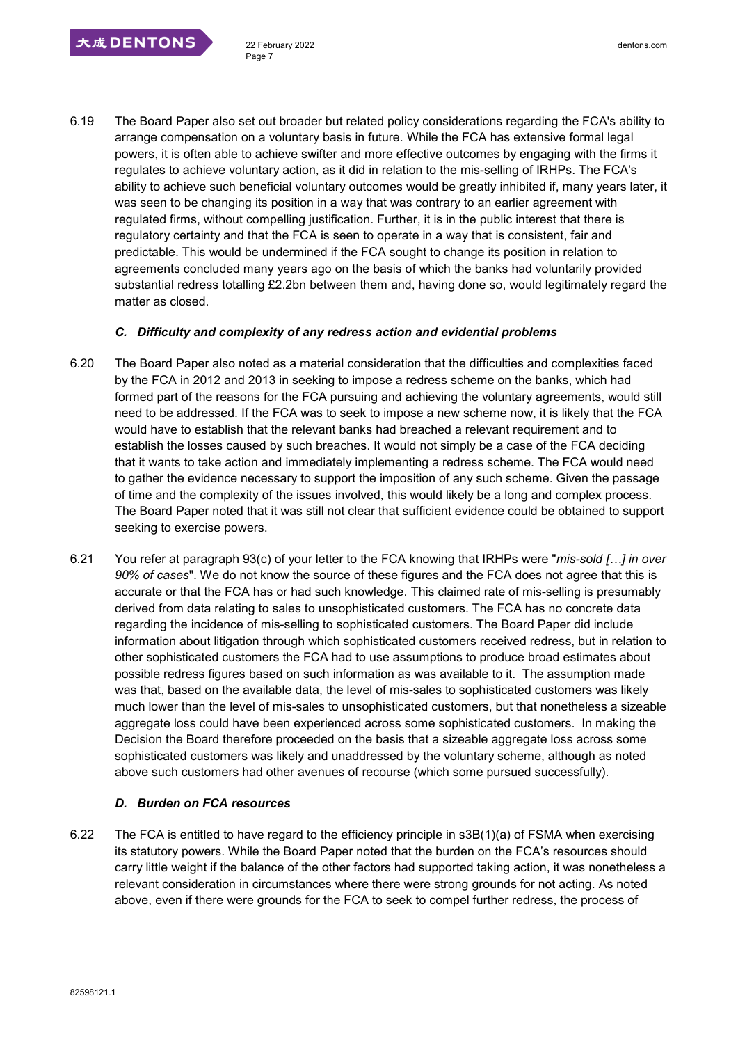6.19 The Board Paper also set out broader but related policy considerations regarding the FCA's ability to arrange compensation on a voluntary basis in future. While the FCA has extensive formal legal powers, it is often able to achieve swifter and more effective outcomes by engaging with the firms it regulates to achieve voluntary action, as it did in relation to the mis-selling of IRHPs. The FCA's ability to achieve such beneficial voluntary outcomes would be greatly inhibited if, many years later, it was seen to be changing its position in a way that was contrary to an earlier agreement with regulated firms, without compelling justification. Further, it is in the public interest that there is regulatory certainty and that the FCA is seen to operate in a way that is consistent, fair and predictable. This would be undermined if the FCA sought to change its position in relation to agreements concluded many years ago on the basis of which the banks had voluntarily provided substantial redress totalling £2.2bn between them and, having done so, would legitimately regard the matter as closed.

### *C. Difficulty and complexity of any redress action and evidential problems*

6.20 The Board Paper also noted as a material consideration that the difficulties and complexities faced by the FCA in 2012 and 2013 in seeking to impose a redress scheme on the banks, which had formed part of the reasons for the FCA pursuing and achieving the voluntary agreements, would still need to be addressed. If the FCA was to seek to impose a new scheme now, it is likely that the FCA would have to establish that the relevant banks had breached a relevant requirement and to establish the losses caused by such breaches. It would not simply be a case of the FCA deciding that it wants to take action and immediately implementing a redress scheme. The FCA would need to gather the evidence necessary to support the imposition of any such scheme. Given the passage of time and the complexity of the issues involved, this would likely be a long and complex process. The Board Paper noted that it was still not clear that sufficient evidence could be obtained to support seeking to exercise powers.

6.21 You refer at paragraph 93(c) of your letter to the FCA knowing that IRHPs were "*mis-sold […] in over 90% of cases*". We do not know the source of these figures and the FCA does not agree that this is accurate or that the FCA has or had such knowledge. This claimed rate of mis-selling is presumably derived from data relating to sales to unsophisticated customers. The FCA has no concrete data regarding the incidence of mis-selling to sophisticated customers. The Board Paper did include information about litigation through which sophisticated customers received redress, but in relation to other sophisticated customers the FCA had to use assumptions to produce broad estimates about possible redress figures based on such information as was available to it. The assumption made was that, based on the available data, the level of mis-sales to sophisticated customers was likely much lower than the level of mis-sales to unsophisticated customers, but that nonetheless a sizeable aggregate loss could have been experienced across some sophisticated customers. In making the Decision the Board therefore proceeded on the basis that a sizeable aggregate loss across some sophisticated customers was likely and unaddressed by the voluntary scheme, although as noted above such customers had other avenues of recourse (which some pursued successfully).

### *D. Burden on FCA resources*

6.22 The FCA is entitled to have regard to the efficiency principle in s3B(1)(a) of FSMA when exercising its statutory powers. While the Board Paper noted that the burden on the FCA's resources should carry little weight if the balance of the other factors had supported taking action, it was nonetheless a relevant consideration in circumstances where there were strong grounds for not acting. As noted above, even if there were grounds for the FCA to seek to compel further redress, the process of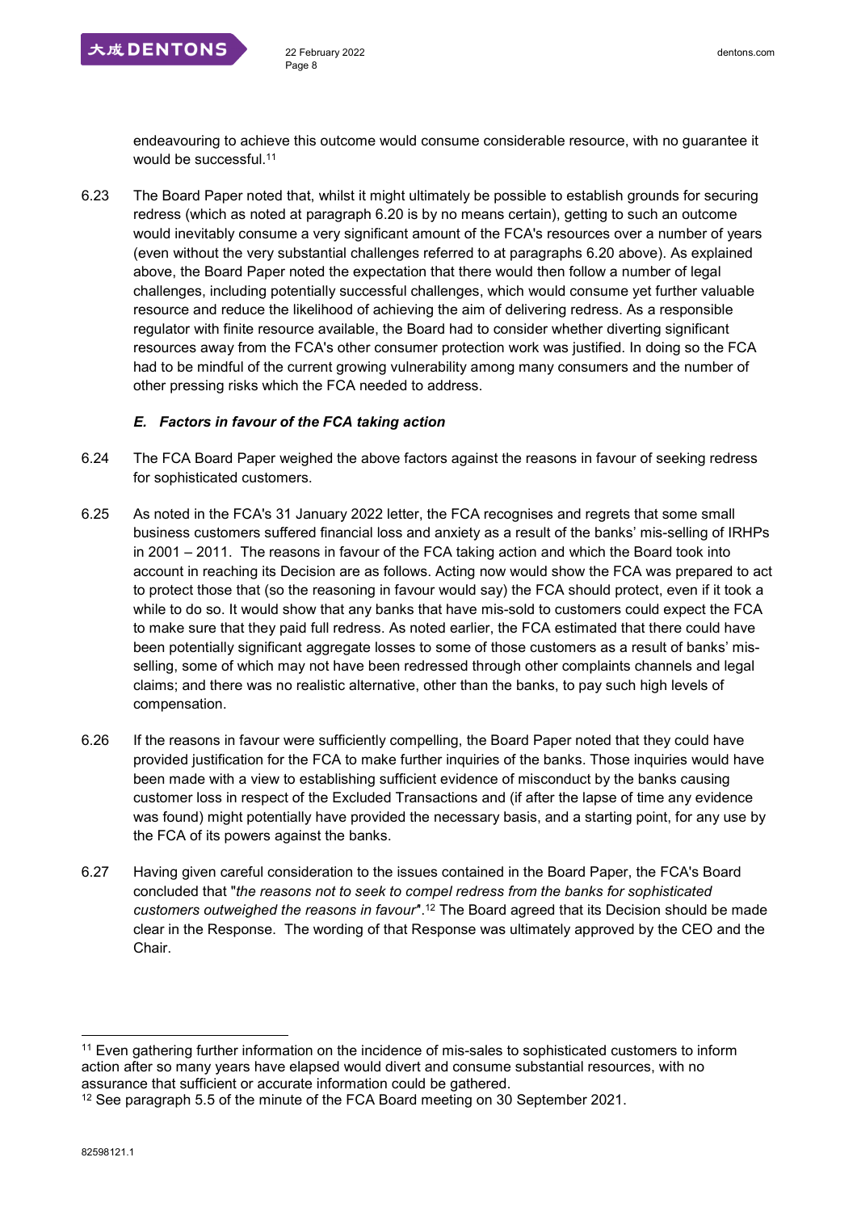endeavouring to achieve this outcome would consume considerable resource, with no guarantee it would be successful.[11]

6.23 The Board Paper noted that, whilst it might ultimately be possible to establish grounds for securing redress (which as noted at paragraph 6.20 is by no means certain), getting to such an outcome would inevitably consume a very significant amount of the FCA's resources over a number of years (even without the very substantial challenges referred to at paragraphs 6.20 above). As explained above, the Board Paper noted the expectation that there would then follow a number of legal challenges, including potentially successful challenges, which would consume yet further valuable resource and reduce the likelihood of achieving the aim of delivering redress. As a responsible regulator with finite resource available, the Board had to consider whether diverting significant resources away from the FCA's other consumer protection work was justified. In doing so the FCA had to be mindful of the current growing vulnerability among many consumers and the number of other pressing risks which the FCA needed to address.

### *E. Factors in favour of the FCA taking action*

6.24 The FCA Board Paper weighed the above factors against the reasons in favour of seeking redress for sophisticated customers.

6.25 As noted in the FCA's 31 January 2022 letter, the FCA recognises and regrets that some small business customers suffered financial loss and anxiety as a result of the banks' mis-selling of IRHPs in 2001 – 2011. The reasons in favour of the FCA taking action and which the Board took into account in reaching its Decision are as follows. Acting now would show the FCA was prepared to act to protect those that (so the reasoning in favour would say) the FCA should protect, even if it took a while to do so. It would show that any banks that have mis-sold to customers could expect the FCA to make sure that they paid full redress. As noted earlier, the FCA estimated that there could have been potentially significant aggregate losses to some of those customers as a result of banks' mis-selling, some of which may not have been redressed through other complaints channels and legal claims; and there was no realistic alternative, other than the banks, to pay such high levels of compensation.

6.26 If the reasons in favour were sufficiently compelling, the Board Paper noted that they could have provided justification for the FCA to make further inquiries of the banks. Those inquiries would have been made with a view to establishing sufficient evidence of misconduct by the banks causing customer loss in respect of the Excluded Transactions and (if after the lapse of time any evidence was found) might potentially have provided the necessary basis, and a starting point, for any use by the FCA of its powers against the banks.

6.27 Having given careful consideration to the issues contained in the Board Paper, the FCA's Board concluded that "*the reasons not to seek to compel redress from the banks for sophisticated customers outweighed the reasons in favour*".[12] The Board agreed that its Decision should be made clear in the Response. The wording of that Response was ultimately approved by the CEO and the Chair.

---

[11] Even gathering further information on the incidence of mis-sales to sophisticated customers to inform action after so many years have elapsed would divert and consume substantial resources, with no assurance that sufficient or accurate information could be gathered.

[12] See paragraph 5.5 of the minute of the FCA Board meeting on 30 September 2021.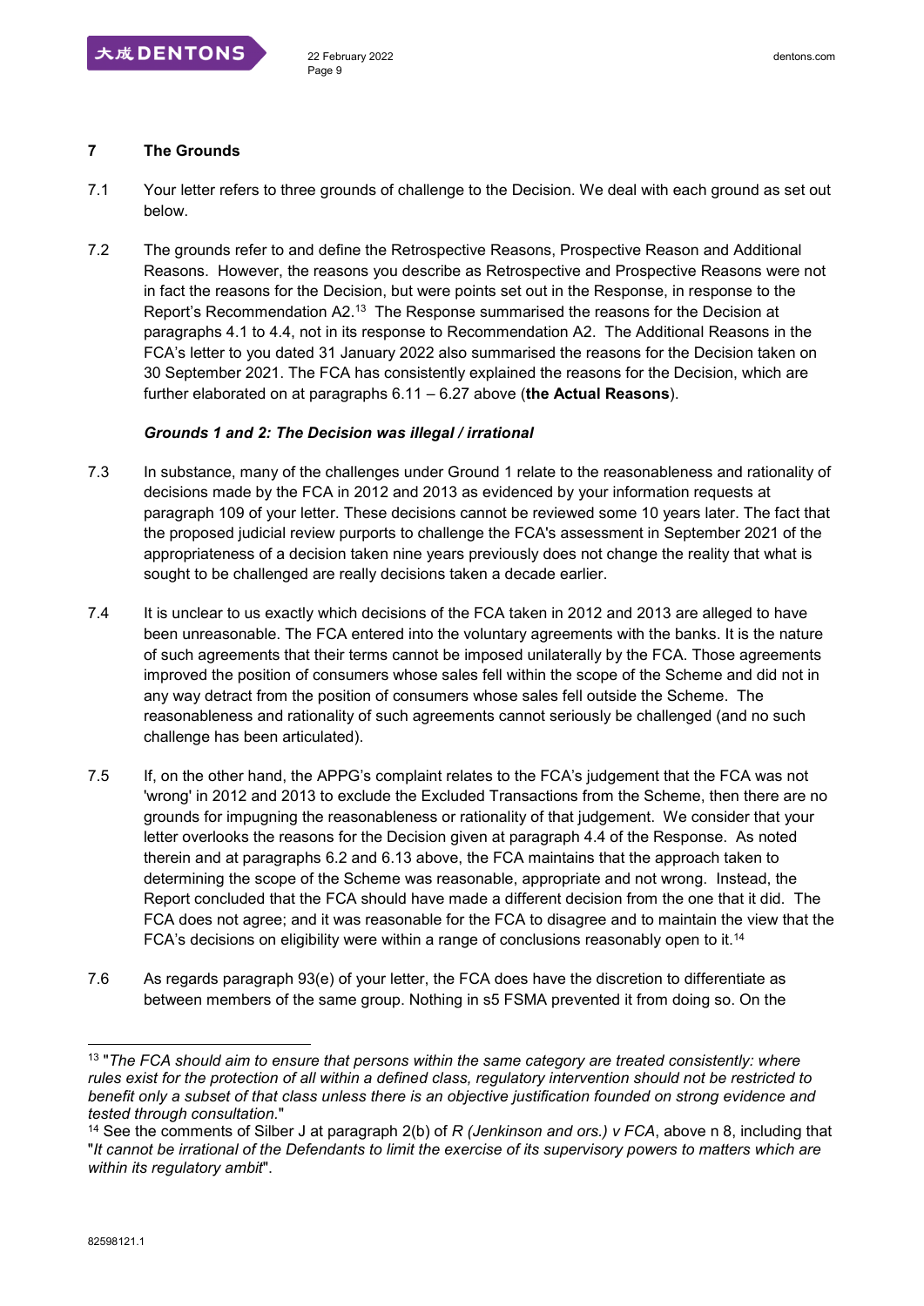## 7 The Grounds

7.1 Your letter refers to three grounds of challenge to the Decision. We deal with each ground as set out below.

7.2 The grounds refer to and define the Retrospective Reasons, Prospective Reason and Additional Reasons. However, the reasons you describe as Retrospective and Prospective Reasons were not in fact the reasons for the Decision, but were points set out in the Response, in response to the Report's Recommendation A2.[13] The Response summarised the reasons for the Decision at paragraphs 4.1 to 4.4, not in its response to Recommendation A2. The Additional Reasons in the FCA's letter to you dated 31 January 2022 also summarised the reasons for the Decision taken on 30 September 2021. The FCA has consistently explained the reasons for the Decision, which are further elaborated on at paragraphs 6.11 – 6.27 above (**the Actual Reasons**).

***Grounds 1 and 2: The Decision was illegal / irrational***

7.3 In substance, many of the challenges under Ground 1 relate to the reasonableness and rationality of decisions made by the FCA in 2012 and 2013 as evidenced by your information requests at paragraph 109 of your letter. These decisions cannot be reviewed some 10 years later. The fact that the proposed judicial review purports to challenge the FCA's assessment in September 2021 of the appropriateness of a decision taken nine years previously does not change the reality that what is sought to be challenged are really decisions taken a decade earlier.

7.4 It is unclear to us exactly which decisions of the FCA taken in 2012 and 2013 are alleged to have been unreasonable. The FCA entered into the voluntary agreements with the banks. It is the nature of such agreements that their terms cannot be imposed unilaterally by the FCA. Those agreements improved the position of consumers whose sales fell within the scope of the Scheme and did not in any way detract from the position of consumers whose sales fell outside the Scheme. The reasonableness and rationality of such agreements cannot seriously be challenged (and no such challenge has been articulated).

7.5 If, on the other hand, the APPG's complaint relates to the FCA's judgement that the FCA was not 'wrong' in 2012 and 2013 to exclude the Excluded Transactions from the Scheme, then there are no grounds for impugning the reasonableness or rationality of that judgement. We consider that your letter overlooks the reasons for the Decision given at paragraph 4.4 of the Response. As noted therein and at paragraphs 6.2 and 6.13 above, the FCA maintains that the approach taken to determining the scope of the Scheme was reasonable, appropriate and not wrong. Instead, the Report concluded that the FCA should have made a different decision from the one that it did. The FCA does not agree; and it was reasonable for the FCA to disagree and to maintain the view that the FCA's decisions on eligibility were within a range of conclusions reasonably open to it.[14]

7.6 As regards paragraph 93(e) of your letter, the FCA does have the discretion to differentiate as between members of the same group. Nothing in s5 FSMA prevented it from doing so. On the

---

[13] "*The FCA should aim to ensure that persons within the same category are treated consistently: where rules exist for the protection of all within a defined class, regulatory intervention should not be restricted to benefit only a subset of that class unless there is an objective justification founded on strong evidence and tested through consultation.*"

[14] See the comments of Silber J at paragraph 2(b) of *R (Jenkinson and ors.) v FCA*, above n 8, including that "*It cannot be irrational of the Defendants to limit the exercise of its supervisory powers to matters which are within its regulatory ambit*".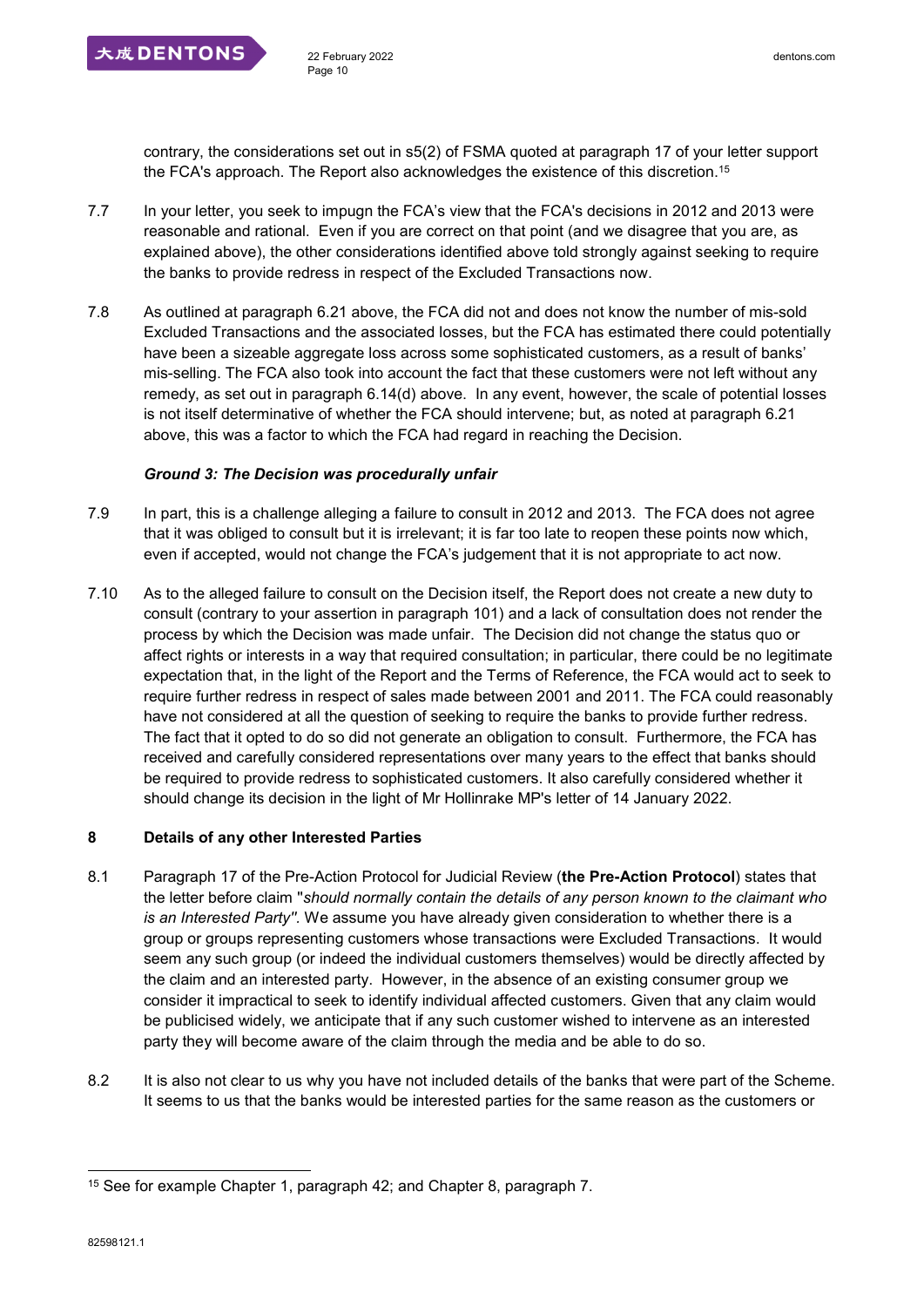contrary, the considerations set out in s5(2) of FSMA quoted at paragraph 17 of your letter support the FCA's approach. The Report also acknowledges the existence of this discretion.[15]

7.7 In your letter, you seek to impugn the FCA's view that the FCA's decisions in 2012 and 2013 were reasonable and rational. Even if you are correct on that point (and we disagree that you are, as explained above), the other considerations identified above told strongly against seeking to require the banks to provide redress in respect of the Excluded Transactions now.

7.8 As outlined at paragraph 6.21 above, the FCA did not and does not know the number of mis-sold Excluded Transactions and the associated losses, but the FCA has estimated there could potentially have been a sizeable aggregate loss across some sophisticated customers, as a result of banks' mis-selling. The FCA also took into account the fact that these customers were not left without any remedy, as set out in paragraph 6.14(d) above. In any event, however, the scale of potential losses is not itself determinative of whether the FCA should intervene; but, as noted at paragraph 6.21 above, this was a factor to which the FCA had regard in reaching the Decision.

***Ground 3: The Decision was procedurally unfair***

7.9 In part, this is a challenge alleging a failure to consult in 2012 and 2013. The FCA does not agree that it was obliged to consult but it is irrelevant; it is far too late to reopen these points now which, even if accepted, would not change the FCA's judgement that it is not appropriate to act now.

7.10 As to the alleged failure to consult on the Decision itself, the Report does not create a new duty to consult (contrary to your assertion in paragraph 101) and a lack of consultation does not render the process by which the Decision was made unfair. The Decision did not change the status quo or affect rights or interests in a way that required consultation; in particular, there could be no legitimate expectation that, in the light of the Report and the Terms of Reference, the FCA would act to seek to require further redress in respect of sales made between 2001 and 2011. The FCA could reasonably have not considered at all the question of seeking to require the banks to provide further redress. The fact that it opted to do so did not generate an obligation to consult. Furthermore, the FCA has received and carefully considered representations over many years to the effect that banks should be required to provide redress to sophisticated customers. It also carefully considered whether it should change its decision in the light of Mr Hollinrake MP's letter of 14 January 2022.

## 8 Details of any other Interested Parties

8.1 Paragraph 17 of the Pre-Action Protocol for Judicial Review (**the Pre-Action Protocol**) states that the letter before claim "*should normally contain the details of any person known to the claimant who is an Interested Party"*. We assume you have already given consideration to whether there is a group or groups representing customers whose transactions were Excluded Transactions. It would seem any such group (or indeed the individual customers themselves) would be directly affected by the claim and an interested party. However, in the absence of an existing consumer group we consider it impractical to seek to identify individual affected customers. Given that any claim would be publicised widely, we anticipate that if any such customer wished to intervene as an interested party they will become aware of the claim through the media and be able to do so.

8.2 It is also not clear to us why you have not included details of the banks that were part of the Scheme. It seems to us that the banks would be interested parties for the same reason as the customers or

---

[15] See for example Chapter 1, paragraph 42; and Chapter 8, paragraph 7.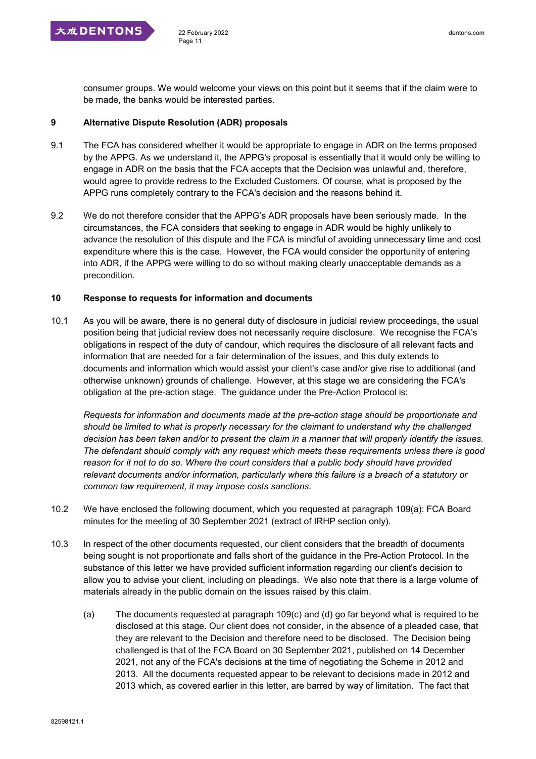consumer groups. We would welcome your views on this point but it seems that if the claim were to be made, the banks would be interested parties.

**9 Alternative Dispute Resolution (ADR) proposals**

9.1 The FCA has considered whether it would be appropriate to engage in ADR on the terms proposed by the APPG. As we understand it, the APPG's proposal is essentially that it would only be willing to engage in ADR on the basis that the FCA accepts that the Decision was unlawful and, therefore, would agree to provide redress to the Excluded Customers. Of course, what is proposed by the APPG runs completely contrary to the FCA's decision and the reasons behind it.

9.2 We do not therefore consider that the APPG's ADR proposals have been seriously made. In the circumstances, the FCA considers that seeking to engage in ADR would be highly unlikely to advance the resolution of this dispute and the FCA is mindful of avoiding unnecessary time and cost expenditure where this is the case. However, the FCA would consider the opportunity of entering into ADR, if the APPG were willing to do so without making clearly unacceptable demands as a precondition.

**10 Response to requests for information and documents**

10.1 As you will be aware, there is no general duty of disclosure in judicial review proceedings, the usual position being that judicial review does not necessarily require disclosure. We recognise the FCA's obligations in respect of the duty of candour, which requires the disclosure of all relevant facts and information that are needed for a fair determination of the issues, and this duty extends to documents and information which would assist your client's case and/or give rise to additional (and otherwise unknown) grounds of challenge. However, at this stage we are considering the FCA's obligation at the pre-action stage. The guidance under the Pre-Action Protocol is:

*Requests for information and documents made at the pre-action stage should be proportionate and should be limited to what is properly necessary for the claimant to understand why the challenged decision has been taken and/or to present the claim in a manner that will properly identify the issues. The defendant should comply with any request which meets these requirements unless there is good reason for it not to do so. Where the court considers that a public body should have provided relevant documents and/or information, particularly where this failure is a breach of a statutory or common law requirement, it may impose costs sanctions.*

10.2 We have enclosed the following document, which you requested at paragraph 109(a): FCA Board minutes for the meeting of 30 September 2021 (extract of IRHP section only).

10.3 In respect of the other documents requested, our client considers that the breadth of documents being sought is not proportionate and falls short of the guidance in the Pre-Action Protocol. In the substance of this letter we have provided sufficient information regarding our client's decision to allow you to advise your client, including on pleadings. We also note that there is a large volume of materials already in the public domain on the issues raised by this claim.

(a) The documents requested at paragraph 109(c) and (d) go far beyond what is required to be disclosed at this stage. Our client does not consider, in the absence of a pleaded case, that they are relevant to the Decision and therefore need to be disclosed. The Decision being challenged is that of the FCA Board on 30 September 2021, published on 14 December 2021, not any of the FCA's decisions at the time of negotiating the Scheme in 2012 and 2013. All the documents requested appear to be relevant to decisions made in 2012 and 2013 which, as covered earlier in this letter, are barred by way of limitation. The fact that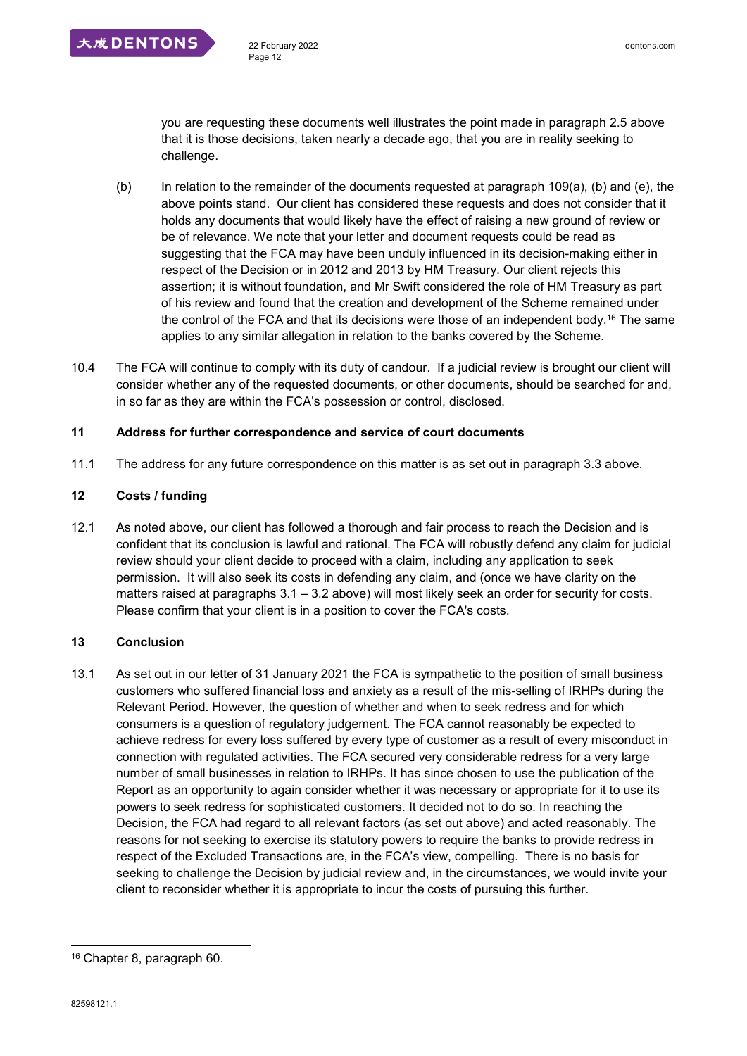you are requesting these documents well illustrates the point made in paragraph 2.5 above that it is those decisions, taken nearly a decade ago, that you are in reality seeking to challenge.

(b) In relation to the remainder of the documents requested at paragraph 109(a), (b) and (e), the above points stand. Our client has considered these requests and does not consider that it holds any documents that would likely have the effect of raising a new ground of review or be of relevance. We note that your letter and document requests could be read as suggesting that the FCA may have been unduly influenced in its decision-making either in respect of the Decision or in 2012 and 2013 by HM Treasury. Our client rejects this assertion; it is without foundation, and Mr Swift considered the role of HM Treasury as part of his review and found that the creation and development of the Scheme remained under the control of the FCA and that its decisions were those of an independent body.[16] The same applies to any similar allegation in relation to the banks covered by the Scheme.

10.4 The FCA will continue to comply with its duty of candour. If a judicial review is brought our client will consider whether any of the requested documents, or other documents, should be searched for and, in so far as they are within the FCA's possession or control, disclosed.

**11 Address for further correspondence and service of court documents**

11.1 The address for any future correspondence on this matter is as set out in paragraph 3.3 above.

**12 Costs / funding**

12.1 As noted above, our client has followed a thorough and fair process to reach the Decision and is confident that its conclusion is lawful and rational. The FCA will robustly defend any claim for judicial review should your client decide to proceed with a claim, including any application to seek permission. It will also seek its costs in defending any claim, and (once we have clarity on the matters raised at paragraphs 3.1 – 3.2 above) will most likely seek an order for security for costs. Please confirm that your client is in a position to cover the FCA's costs.

**13 Conclusion**

13.1 As set out in our letter of 31 January 2021 the FCA is sympathetic to the position of small business customers who suffered financial loss and anxiety as a result of the mis-selling of IRHPs during the Relevant Period. However, the question of whether and when to seek redress and for which consumers is a question of regulatory judgement. The FCA cannot reasonably be expected to achieve redress for every loss suffered by every type of customer as a result of every misconduct in connection with regulated activities. The FCA secured very considerable redress for a very large number of small businesses in relation to IRHPs. It has since chosen to use the publication of the Report as an opportunity to again consider whether it was necessary or appropriate for it to use its powers to seek redress for sophisticated customers. It decided not to do so. In reaching the Decision, the FCA had regard to all relevant factors (as set out above) and acted reasonably. The reasons for not seeking to exercise its statutory powers to require the banks to provide redress in respect of the Excluded Transactions are, in the FCA's view, compelling. There is no basis for seeking to challenge the Decision by judicial review and, in the circumstances, we would invite your client to reconsider whether it is appropriate to incur the costs of pursuing this further.

---

[16] Chapter 8, paragraph 60.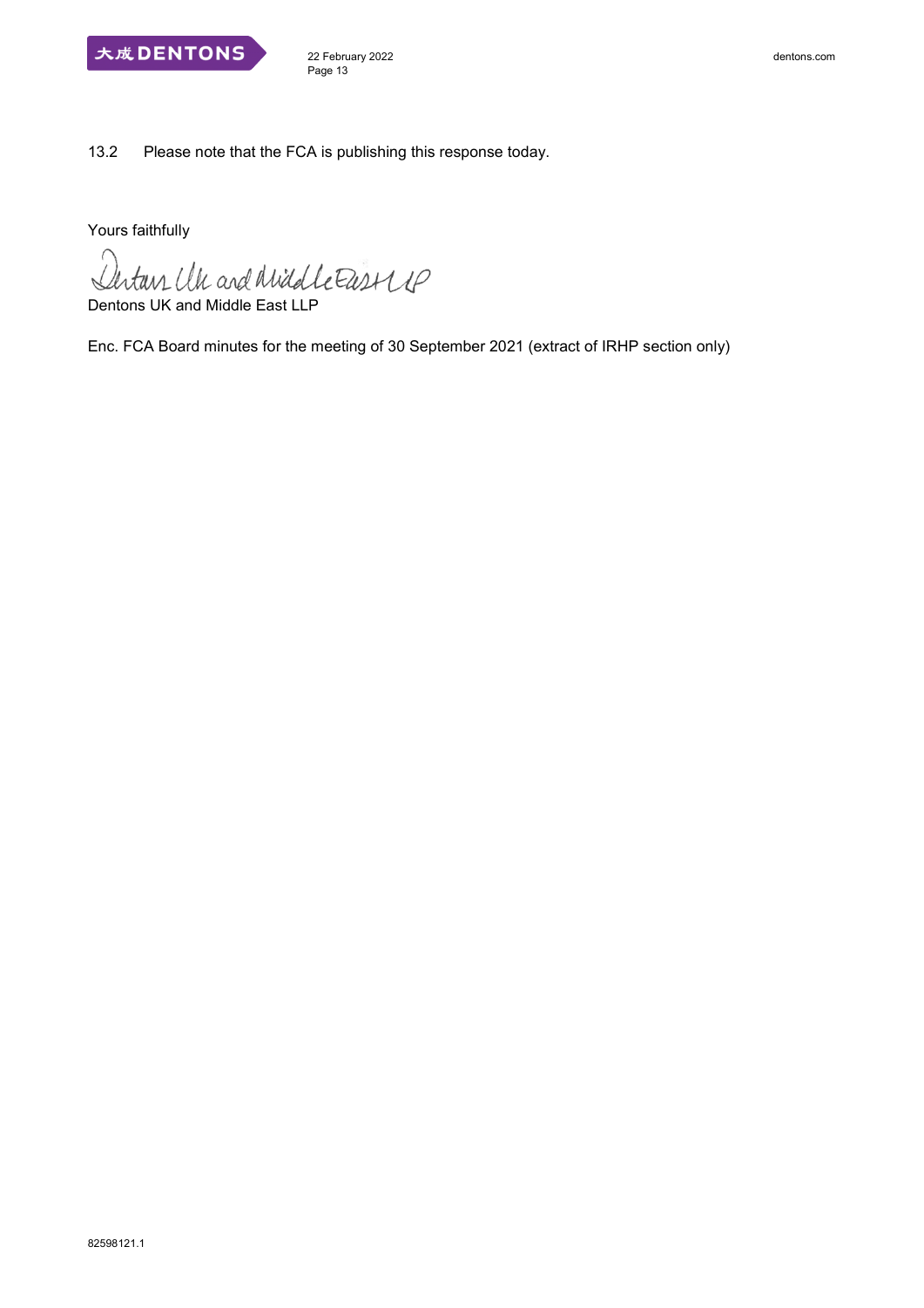13.2 Please note that the FCA is publishing this response today.

Yours faithfully

Dentons UK and Middle East LLP

Dentons UK and Middle East LLP

Enc. FCA Board minutes for the meeting of 30 September 2021 (extract of IRHP section only)

82598121.1